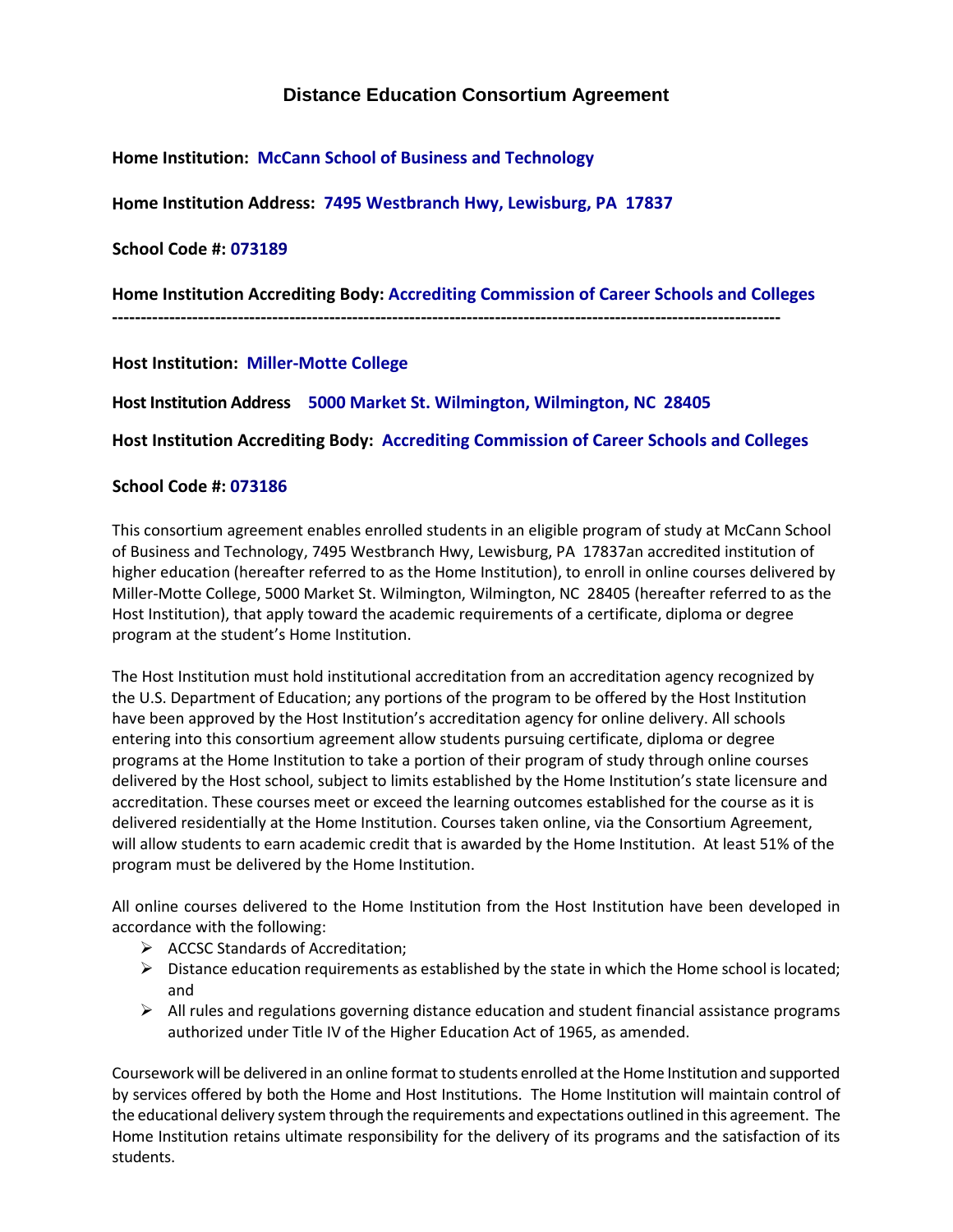# Distance Education Consortium Agreement

**Home Institution: McCann School of Business and Technology**

**Home Institution Address: 7495 Westbranch Hwy, Lewisburg, PA 17837**

**School Code #: 073189**

**Home Institution Accrediting Body: Accrediting Commission of Career Schools and Colleges**

---

**Host Institution: Miller-Motte College**

**Host Institution Address 5000 Market St. Wilmington, Wilmington, NC 28405**

**Host Institution Accrediting Body: Accrediting Commission of Career Schools and Colleges**

**School Code #: 073186**

This consortium agreement enables enrolled students in an eligible program of study at McCann School of Business and Technology, 7495 Westbranch Hwy, Lewisburg, PA 17837an accredited institution of higher education (hereafter referred to as the Home Institution), to enroll in online courses delivered by Miller-Motte College, 5000 Market St. Wilmington, Wilmington, NC 28405 (hereafter referred to as the Host Institution), that apply toward the academic requirements of a certificate, diploma or degree program at the student's Home Institution.

The Host Institution must hold institutional accreditation from an accreditation agency recognized by the U.S. Department of Education; any portions of the program to be offered by the Host Institution have been approved by the Host Institution's accreditation agency for online delivery. All schools entering into this consortium agreement allow students pursuing certificate, diploma or degree programs at the Home Institution to take a portion of their program of study through online courses delivered by the Host school, subject to limits established by the Home Institution's state licensure and accreditation. These courses meet or exceed the learning outcomes established for the course as it is delivered residentially at the Home Institution. Courses taken online, via the Consortium Agreement, will allow students to earn academic credit that is awarded by the Home Institution. At least 51% of the program must be delivered by the Home Institution.

All online courses delivered to the Home Institution from the Host Institution have been developed in accordance with the following:

- ACCSC Standards of Accreditation;
- Distance education requirements as established by the state in which the Home school is located; and
- All rules and regulations governing distance education and student financial assistance programs authorized under Title IV of the Higher Education Act of 1965, as amended.

Coursework will be delivered in an online format to students enrolled at the Home Institution and supported by services offered by both the Home and Host Institutions. The Home Institution will maintain control of the educational delivery system through the requirements and expectations outlined in this agreement. The Home Institution retains ultimate responsibility for the delivery of its programs and the satisfaction of its students.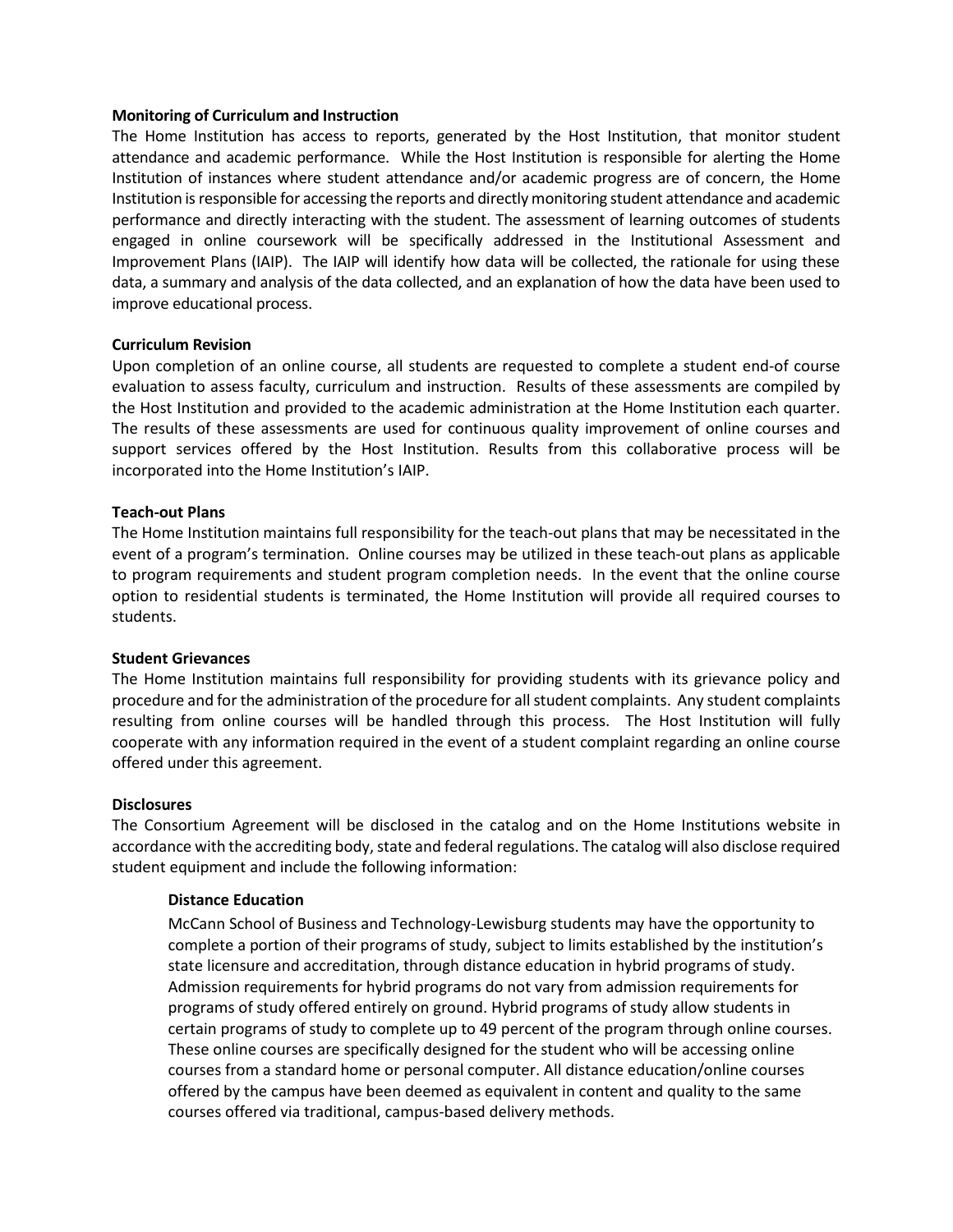**Monitoring of Curriculum and Instruction**

The Home Institution has access to reports, generated by the Host Institution, that monitor student attendance and academic performance. While the Host Institution is responsible for alerting the Home Institution of instances where student attendance and/or academic progress are of concern, the Home Institution is responsible for accessing the reports and directly monitoring student attendance and academic performance and directly interacting with the student. The assessment of learning outcomes of students engaged in online coursework will be specifically addressed in the Institutional Assessment and Improvement Plans (IAIP). The IAIP will identify how data will be collected, the rationale for using these data, a summary and analysis of the data collected, and an explanation of how the data have been used to improve educational process.

**Curriculum Revision**

Upon completion of an online course, all students are requested to complete a student end-of course evaluation to assess faculty, curriculum and instruction. Results of these assessments are compiled by the Host Institution and provided to the academic administration at the Home Institution each quarter. The results of these assessments are used for continuous quality improvement of online courses and support services offered by the Host Institution. Results from this collaborative process will be incorporated into the Home Institution's IAIP.

**Teach-out Plans**

The Home Institution maintains full responsibility for the teach-out plans that may be necessitated in the event of a program's termination. Online courses may be utilized in these teach-out plans as applicable to program requirements and student program completion needs. In the event that the online course option to residential students is terminated, the Home Institution will provide all required courses to students.

**Student Grievances**

The Home Institution maintains full responsibility for providing students with its grievance policy and procedure and for the administration of the procedure for all student complaints. Any student complaints resulting from online courses will be handled through this process. The Host Institution will fully cooperate with any information required in the event of a student complaint regarding an online course offered under this agreement.

**Disclosures**

The Consortium Agreement will be disclosed in the catalog and on the Home Institutions website in accordance with the accrediting body, state and federal regulations. The catalog will also disclose required student equipment and include the following information:

> **Distance Education**
>
> McCann School of Business and Technology-Lewisburg students may have the opportunity to complete a portion of their programs of study, subject to limits established by the institution's state licensure and accreditation, through distance education in hybrid programs of study. Admission requirements for hybrid programs do not vary from admission requirements for programs of study offered entirely on ground. Hybrid programs of study allow students in certain programs of study to complete up to 49 percent of the program through online courses. These online courses are specifically designed for the student who will be accessing online courses from a standard home or personal computer. All distance education/online courses offered by the campus have been deemed as equivalent in content and quality to the same courses offered via traditional, campus-based delivery methods.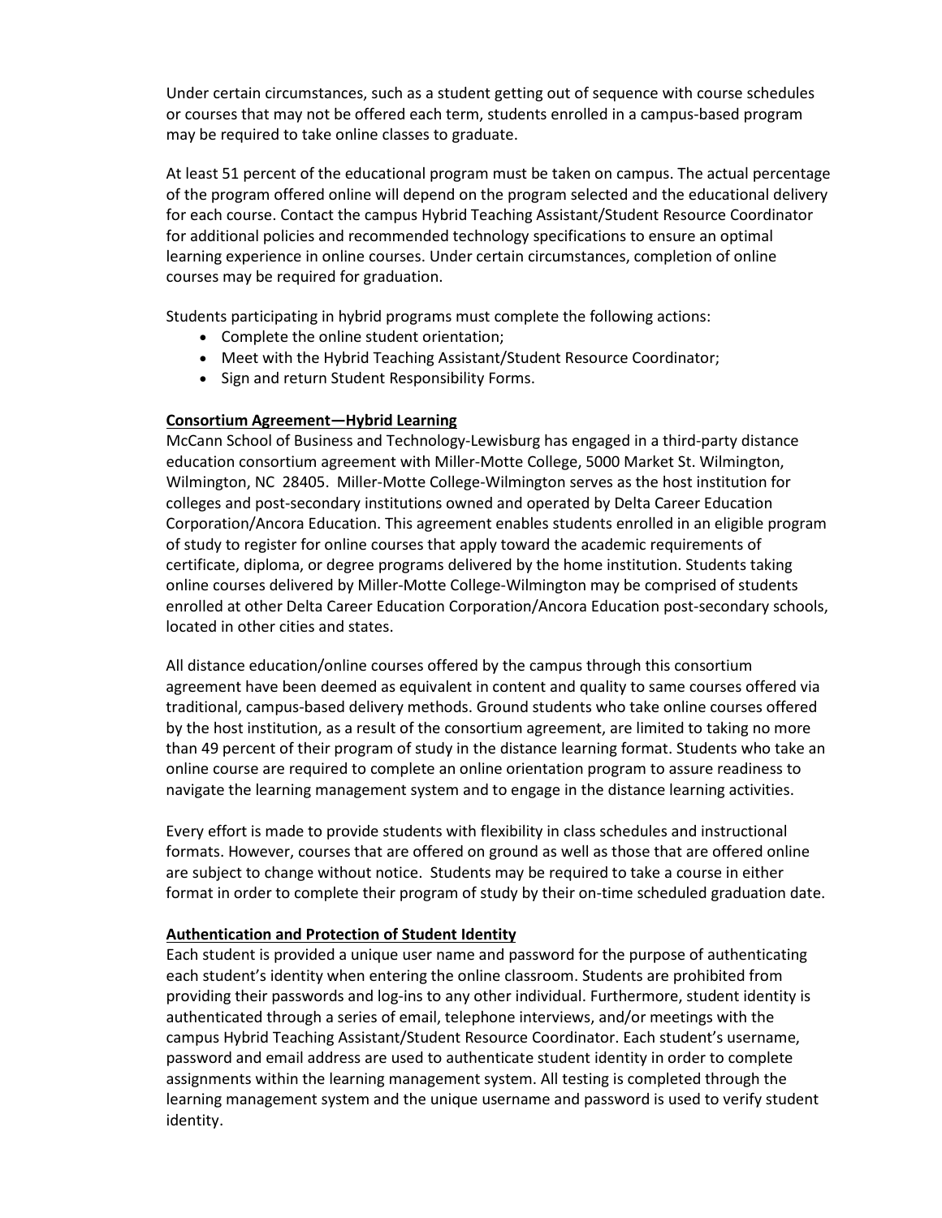Under certain circumstances, such as a student getting out of sequence with course schedules or courses that may not be offered each term, students enrolled in a campus-based program may be required to take online classes to graduate.

At least 51 percent of the educational program must be taken on campus. The actual percentage of the program offered online will depend on the program selected and the educational delivery for each course. Contact the campus Hybrid Teaching Assistant/Student Resource Coordinator for additional policies and recommended technology specifications to ensure an optimal learning experience in online courses. Under certain circumstances, completion of online courses may be required for graduation.

Students participating in hybrid programs must complete the following actions:

- Complete the online student orientation;
- Meet with the Hybrid Teaching Assistant/Student Resource Coordinator;
- Sign and return Student Responsibility Forms.

**Consortium Agreement—Hybrid Learning**

McCann School of Business and Technology-Lewisburg has engaged in a third-party distance education consortium agreement with Miller-Motte College, 5000 Market St. Wilmington, Wilmington, NC 28405. Miller-Motte College-Wilmington serves as the host institution for colleges and post-secondary institutions owned and operated by Delta Career Education Corporation/Ancora Education. This agreement enables students enrolled in an eligible program of study to register for online courses that apply toward the academic requirements of certificate, diploma, or degree programs delivered by the home institution. Students taking online courses delivered by Miller-Motte College-Wilmington may be comprised of students enrolled at other Delta Career Education Corporation/Ancora Education post-secondary schools, located in other cities and states.

All distance education/online courses offered by the campus through this consortium agreement have been deemed as equivalent in content and quality to same courses offered via traditional, campus-based delivery methods. Ground students who take online courses offered by the host institution, as a result of the consortium agreement, are limited to taking no more than 49 percent of their program of study in the distance learning format. Students who take an online course are required to complete an online orientation program to assure readiness to navigate the learning management system and to engage in the distance learning activities.

Every effort is made to provide students with flexibility in class schedules and instructional formats. However, courses that are offered on ground as well as those that are offered online are subject to change without notice. Students may be required to take a course in either format in order to complete their program of study by their on-time scheduled graduation date.

**Authentication and Protection of Student Identity**

Each student is provided a unique user name and password for the purpose of authenticating each student's identity when entering the online classroom. Students are prohibited from providing their passwords and log-ins to any other individual. Furthermore, student identity is authenticated through a series of email, telephone interviews, and/or meetings with the campus Hybrid Teaching Assistant/Student Resource Coordinator. Each student's username, password and email address are used to authenticate student identity in order to complete assignments within the learning management system. All testing is completed through the learning management system and the unique username and password is used to verify student identity.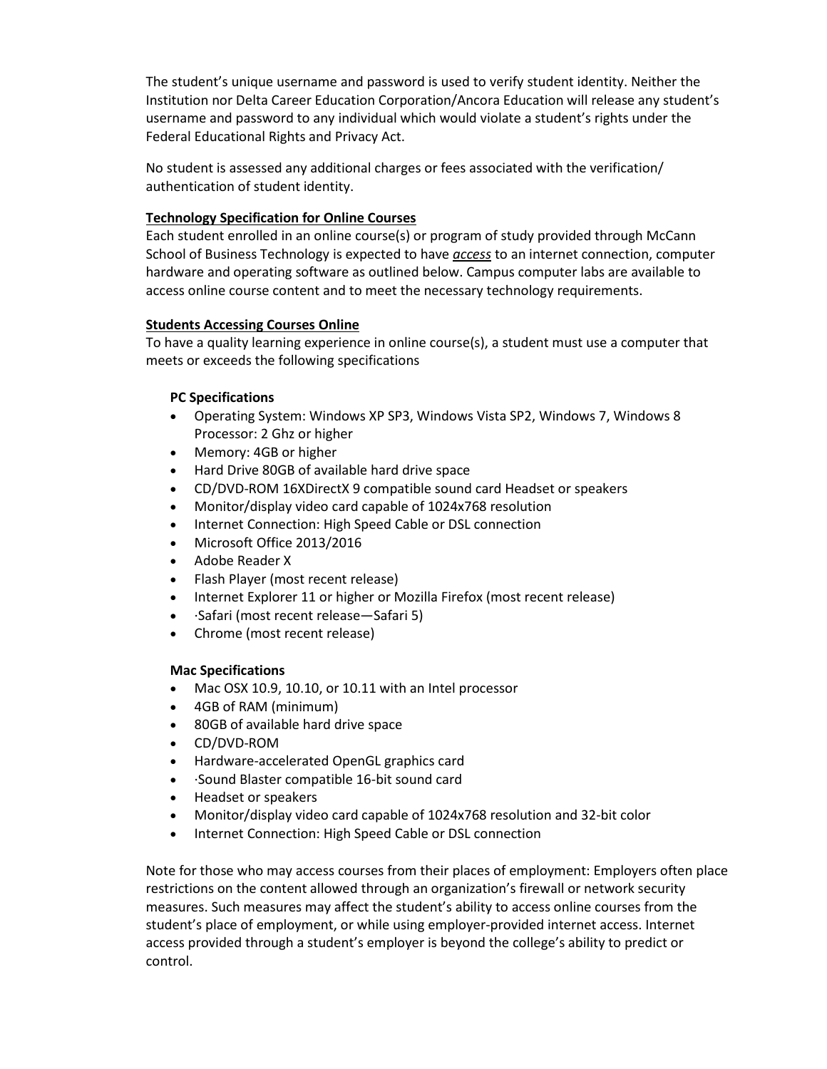The student's unique username and password is used to verify student identity. Neither the Institution nor Delta Career Education Corporation/Ancora Education will release any student's username and password to any individual which would violate a student's rights under the Federal Educational Rights and Privacy Act.

No student is assessed any additional charges or fees associated with the verification/ authentication of student identity.

**Technology Specification for Online Courses**

Each student enrolled in an online course(s) or program of study provided through McCann School of Business Technology is expected to have ***access*** to an internet connection, computer hardware and operating software as outlined below. Campus computer labs are available to access online course content and to meet the necessary technology requirements.

**Students Accessing Courses Online**

To have a quality learning experience in online course(s), a student must use a computer that meets or exceeds the following specifications

**PC Specifications**

- Operating System: Windows XP SP3, Windows Vista SP2, Windows 7, Windows 8 Processor: 2 Ghz or higher
- Memory: 4GB or higher
- Hard Drive 80GB of available hard drive space
- CD/DVD-ROM 16XDirectX 9 compatible sound card Headset or speakers
- Monitor/display video card capable of 1024x768 resolution
- Internet Connection: High Speed Cable or DSL connection
- Microsoft Office 2013/2016
- Adobe Reader X
- Flash Player (most recent release)
- Internet Explorer 11 or higher or Mozilla Firefox (most recent release)
- ·Safari (most recent release—Safari 5)
- Chrome (most recent release)

**Mac Specifications**

- Mac OSX 10.9, 10.10, or 10.11 with an Intel processor
- 4GB of RAM (minimum)
- 80GB of available hard drive space
- CD/DVD-ROM
- Hardware-accelerated OpenGL graphics card
- ·Sound Blaster compatible 16-bit sound card
- Headset or speakers
- Monitor/display video card capable of 1024x768 resolution and 32-bit color
- Internet Connection: High Speed Cable or DSL connection

Note for those who may access courses from their places of employment: Employers often place restrictions on the content allowed through an organization's firewall or network security measures. Such measures may affect the student's ability to access online courses from the student's place of employment, or while using employer-provided internet access. Internet access provided through a student's employer is beyond the college's ability to predict or control.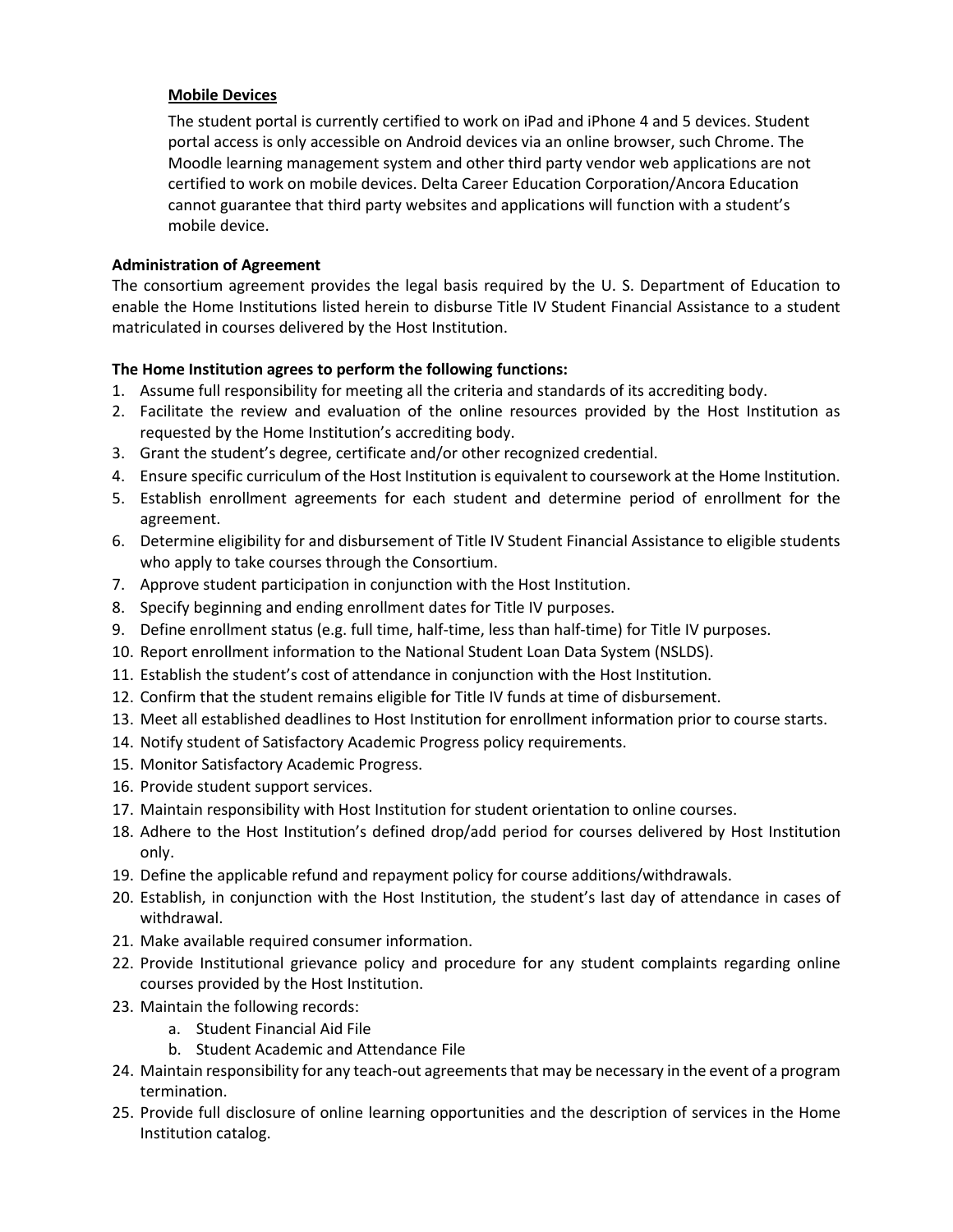**Mobile Devices**

The student portal is currently certified to work on iPad and iPhone 4 and 5 devices. Student portal access is only accessible on Android devices via an online browser, such Chrome. The Moodle learning management system and other third party vendor web applications are not certified to work on mobile devices. Delta Career Education Corporation/Ancora Education cannot guarantee that third party websites and applications will function with a student's mobile device.

**Administration of Agreement**

The consortium agreement provides the legal basis required by the U. S. Department of Education to enable the Home Institutions listed herein to disburse Title IV Student Financial Assistance to a student matriculated in courses delivered by the Host Institution.

**The Home Institution agrees to perform the following functions:**

1. Assume full responsibility for meeting all the criteria and standards of its accrediting body.
2. Facilitate the review and evaluation of the online resources provided by the Host Institution as requested by the Home Institution's accrediting body.
3. Grant the student's degree, certificate and/or other recognized credential.
4. Ensure specific curriculum of the Host Institution is equivalent to coursework at the Home Institution.
5. Establish enrollment agreements for each student and determine period of enrollment for the agreement.
6. Determine eligibility for and disbursement of Title IV Student Financial Assistance to eligible students who apply to take courses through the Consortium.
7. Approve student participation in conjunction with the Host Institution.
8. Specify beginning and ending enrollment dates for Title IV purposes.
9. Define enrollment status (e.g. full time, half-time, less than half-time) for Title IV purposes.
10. Report enrollment information to the National Student Loan Data System (NSLDS).
11. Establish the student's cost of attendance in conjunction with the Host Institution.
12. Confirm that the student remains eligible for Title IV funds at time of disbursement.
13. Meet all established deadlines to Host Institution for enrollment information prior to course starts.
14. Notify student of Satisfactory Academic Progress policy requirements.
15. Monitor Satisfactory Academic Progress.
16. Provide student support services.
17. Maintain responsibility with Host Institution for student orientation to online courses.
18. Adhere to the Host Institution's defined drop/add period for courses delivered by Host Institution only.
19. Define the applicable refund and repayment policy for course additions/withdrawals.
20. Establish, in conjunction with the Host Institution, the student's last day of attendance in cases of withdrawal.
21. Make available required consumer information.
22. Provide Institutional grievance policy and procedure for any student complaints regarding online courses provided by the Host Institution.
23. Maintain the following records:
    a. Student Financial Aid File
    b. Student Academic and Attendance File
24. Maintain responsibility for any teach-out agreements that may be necessary in the event of a program termination.
25. Provide full disclosure of online learning opportunities and the description of services in the Home Institution catalog.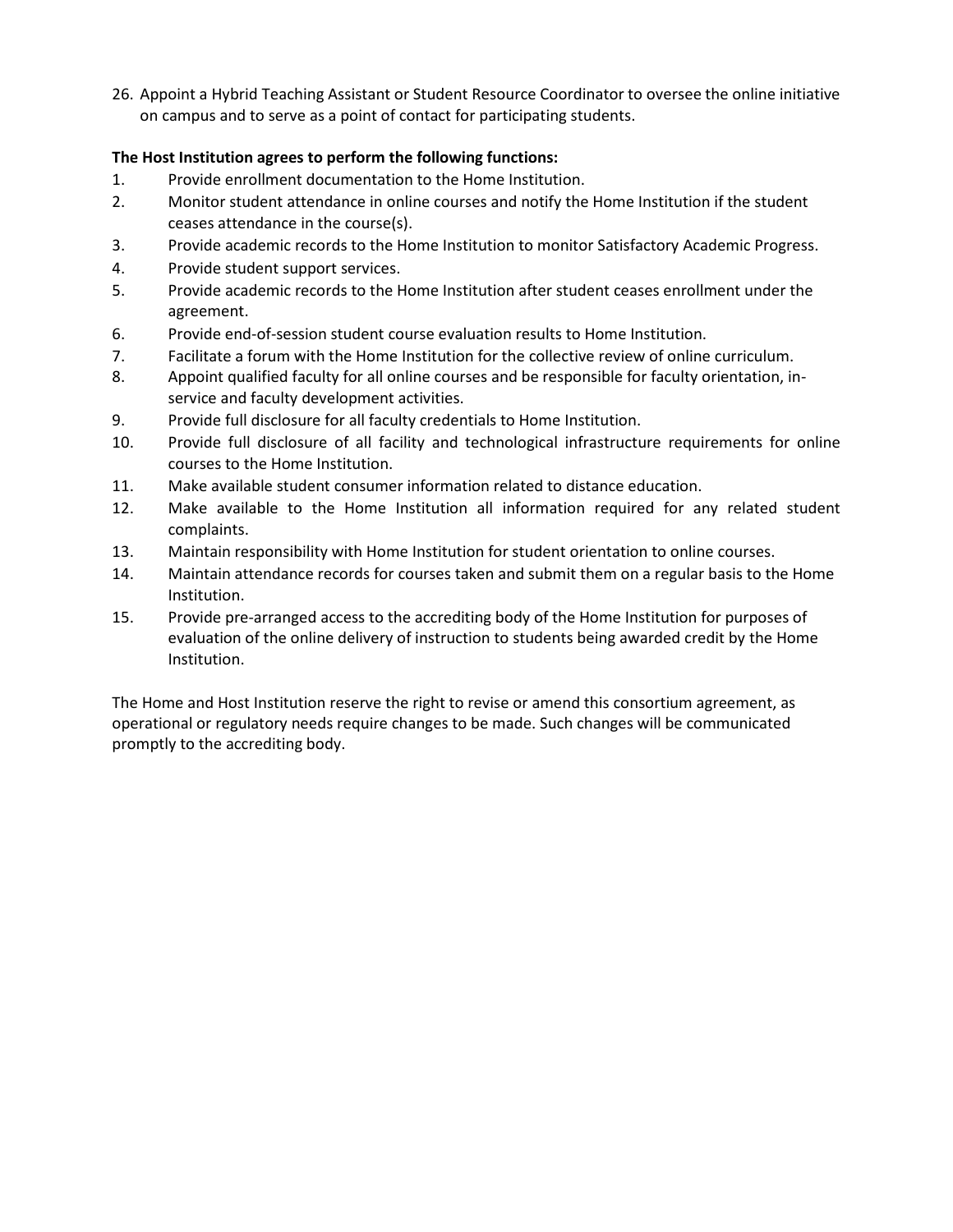26. Appoint a Hybrid Teaching Assistant or Student Resource Coordinator to oversee the online initiative on campus and to serve as a point of contact for participating students.

**The Host Institution agrees to perform the following functions:**

1. Provide enrollment documentation to the Home Institution.
2. Monitor student attendance in online courses and notify the Home Institution if the student ceases attendance in the course(s).
3. Provide academic records to the Home Institution to monitor Satisfactory Academic Progress.
4. Provide student support services.
5. Provide academic records to the Home Institution after student ceases enrollment under the agreement.
6. Provide end-of-session student course evaluation results to Home Institution.
7. Facilitate a forum with the Home Institution for the collective review of online curriculum.
8. Appoint qualified faculty for all online courses and be responsible for faculty orientation, in-service and faculty development activities.
9. Provide full disclosure for all faculty credentials to Home Institution.
10. Provide full disclosure of all facility and technological infrastructure requirements for online courses to the Home Institution.
11. Make available student consumer information related to distance education.
12. Make available to the Home Institution all information required for any related student complaints.
13. Maintain responsibility with Home Institution for student orientation to online courses.
14. Maintain attendance records for courses taken and submit them on a regular basis to the Home Institution.
15. Provide pre-arranged access to the accrediting body of the Home Institution for purposes of evaluation of the online delivery of instruction to students being awarded credit by the Home Institution.

The Home and Host Institution reserve the right to revise or amend this consortium agreement, as operational or regulatory needs require changes to be made. Such changes will be communicated promptly to the accrediting body.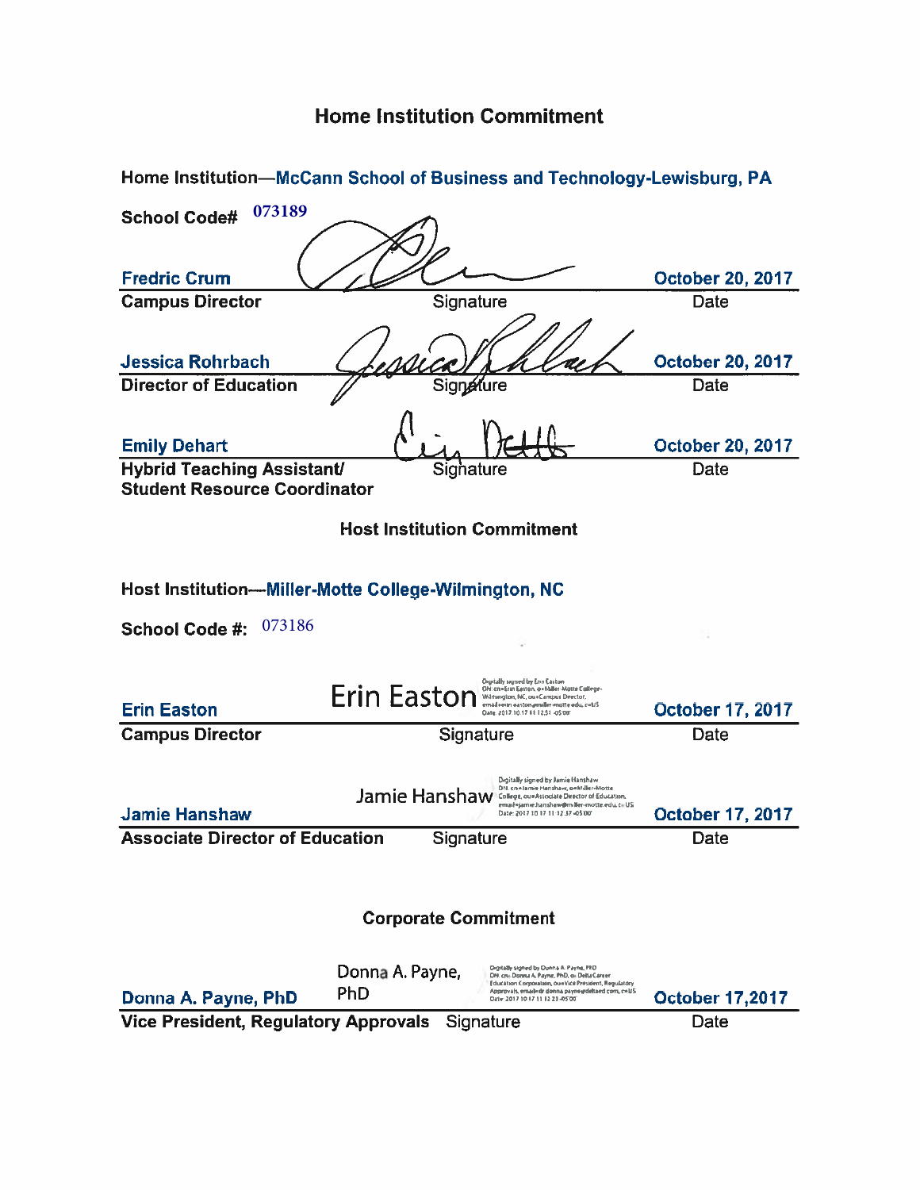## Home Institution Commitment

**Home Institution—McCann School of Business and Technology-Lewisburg, PA**

**School Code#** 073189

| Name / Title | Signature | Date |
|---|---|---|
| Fredric Crum<br>**Campus Director** | Signature | October 20, 2017 |
| Jessica Rohrbach<br>**Director of Education** | Signature | October 20, 2017 |
| Emily Dehart<br>**Hybrid Teaching Assistant/ Student Resource Coordinator** | Signature | October 20, 2017 |

## Host Institution Commitment

**Host Institution—Miller-Motte College-Wilmington, NC**

**School Code #:** 073186

| Name / Title | Signature | Date |
|---|---|---|
| Erin Easton<br>**Campus Director** | Erin Easton (Digitally signed by Erin Easton; DN: cn=Erin Easton, o=Miller-Motte College-Wilmington, NC, ou=Campus Director, email=erin.easton@miller-motte.edu, c=US; Date: 2017.10.17 11:12:51 -05'00') | October 17, 2017 |
| Jamie Hanshaw<br>**Associate Director of Education** | Jamie Hanshaw (Digitally signed by Jamie Hanshaw; DN: cn=Jamie Hanshaw, o=Miller-Motte College, ou=Associate Director of Education, email=jamie.hanshaw@miller-motte.edu, c=US; Date: 2017.10.17 11:12:37 -05'00') | October 17, 2017 |

## Corporate Commitment

| Name / Title | Signature | Date |
|---|---|---|
| Donna A. Payne, PhD<br>**Vice President, Regulatory Approvals** | Donna A. Payne, PhD (Digitally signed by Donna A. Payne, PhD; DN: cn=Donna A. Payne, PhD, o=Delta Career Education Corporation, ou=Vice President, Regulatory Approvals, email=donna.payne@deltaed.com, c=US; Date: 2017.10.17 11:12:23 -05'00') | October 17,2017 |